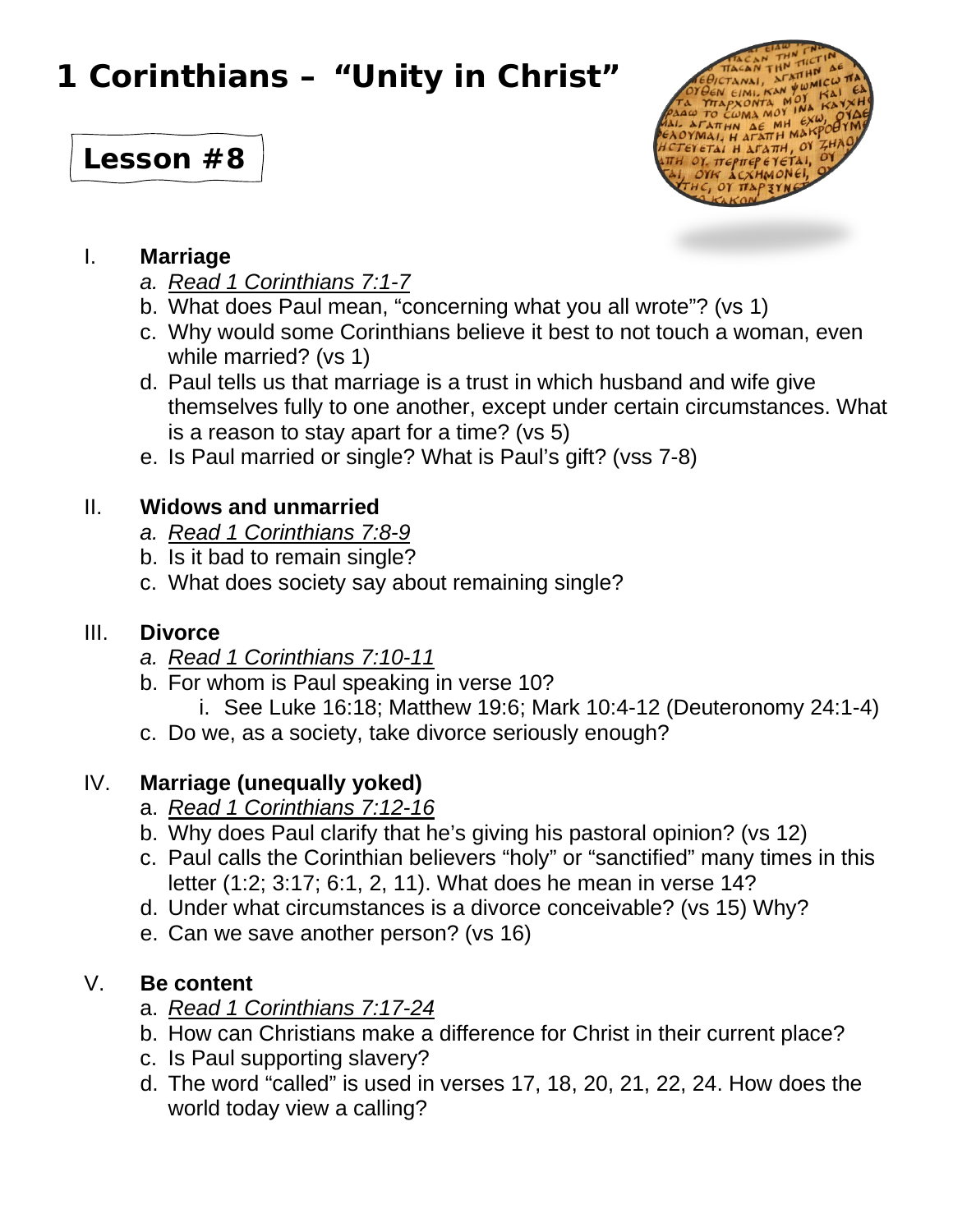# 1 Corinthians – "Unity in Christ"

## Lesson #8

I. **Marriage**
   a. *Read 1 Corinthians 7:1-7*
   b. What does Paul mean, "concerning what you all wrote"? (vs 1)
   c. Why would some Corinthians believe it best to not touch a woman, even while married? (vs 1)
   d. Paul tells us that marriage is a trust in which husband and wife give themselves fully to one another, except under certain circumstances. What is a reason to stay apart for a time? (vs 5)
   e. Is Paul married or single? What is Paul's gift? (vss 7-8)

II. **Widows and unmarried**
   a. *Read 1 Corinthians 7:8-9*
   b. Is it bad to remain single?
   c. What does society say about remaining single?

III. **Divorce**
   a. *Read 1 Corinthians 7:10-11*
   b. For whom is Paul speaking in verse 10?
      i. See Luke 16:18; Matthew 19:6; Mark 10:4-12 (Deuteronomy 24:1-4)
   c. Do we, as a society, take divorce seriously enough?

IV. **Marriage (unequally yoked)**
   a. *Read 1 Corinthians 7:12-16*
   b. Why does Paul clarify that he's giving his pastoral opinion? (vs 12)
   c. Paul calls the Corinthian believers "holy" or "sanctified" many times in this letter (1:2; 3:17; 6:1, 2, 11). What does he mean in verse 14?
   d. Under what circumstances is a divorce conceivable? (vs 15) Why?
   e. Can we save another person? (vs 16)

V. **Be content**
   a. *Read 1 Corinthians 7:17-24*
   b. How can Christians make a difference for Christ in their current place?
   c. Is Paul supporting slavery?
   d. The word "called" is used in verses 17, 18, 20, 21, 22, 24. How does the world today view a calling?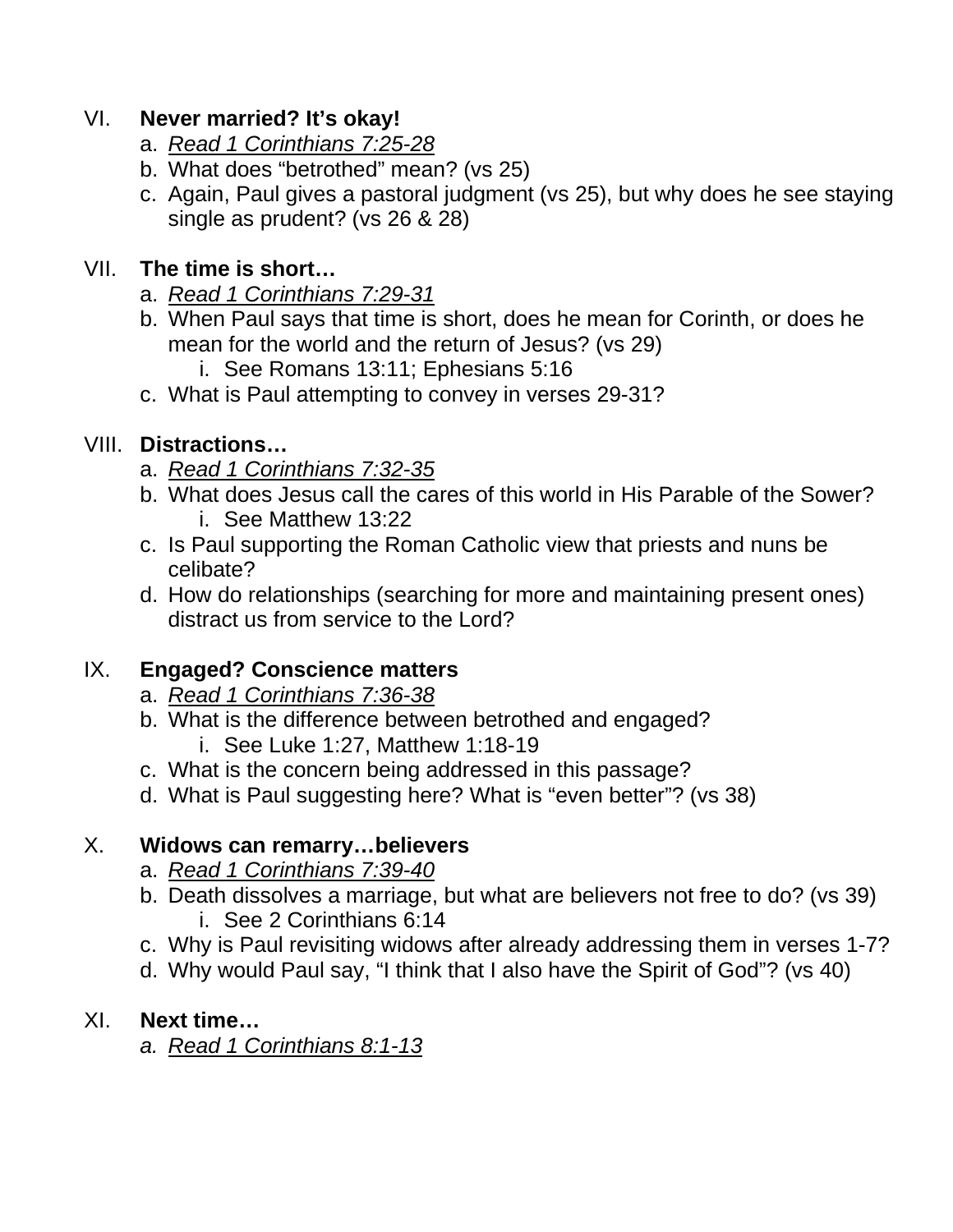VI. **Never married? It's okay!**
   a. *Read 1 Corinthians 7:25-28*
   b. What does "betrothed" mean? (vs 25)
   c. Again, Paul gives a pastoral judgment (vs 25), but why does he see staying single as prudent? (vs 26 & 28)

VII. **The time is short…**
   a. *Read 1 Corinthians 7:29-31*
   b. When Paul says that time is short, does he mean for Corinth, or does he mean for the world and the return of Jesus? (vs 29)
      i. See Romans 13:11; Ephesians 5:16
   c. What is Paul attempting to convey in verses 29-31?

VIII. **Distractions…**
   a. *Read 1 Corinthians 7:32-35*
   b. What does Jesus call the cares of this world in His Parable of the Sower?
      i. See Matthew 13:22
   c. Is Paul supporting the Roman Catholic view that priests and nuns be celibate?
   d. How do relationships (searching for more and maintaining present ones) distract us from service to the Lord?

IX. **Engaged? Conscience matters**
   a. *Read 1 Corinthians 7:36-38*
   b. What is the difference between betrothed and engaged?
      i. See Luke 1:27, Matthew 1:18-19
   c. What is the concern being addressed in this passage?
   d. What is Paul suggesting here? What is "even better"? (vs 38)

X. **Widows can remarry…believers**
   a. *Read 1 Corinthians 7:39-40*
   b. Death dissolves a marriage, but what are believers not free to do? (vs 39)
      i. See 2 Corinthians 6:14
   c. Why is Paul revisiting widows after already addressing them in verses 1-7?
   d. Why would Paul say, "I think that I also have the Spirit of God"? (vs 40)

XI. **Next time…**
   a. *Read 1 Corinthians 8:1-13*